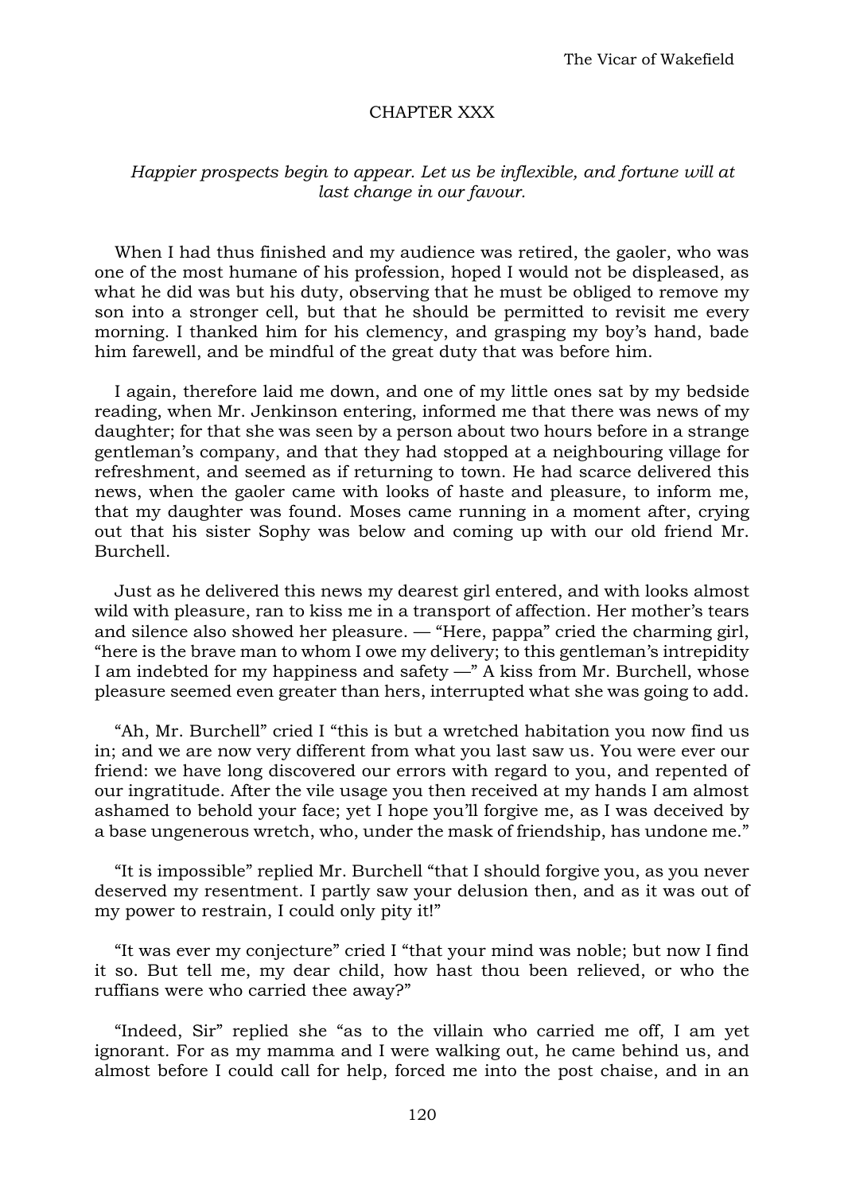# CHAPTER XXX

*Happier prospects begin to appear. Let us be inflexible, and fortune will at last change in our favour.*

When I had thus finished and my audience was retired, the gaoler, who was one of the most humane of his profession, hoped I would not be displeased, as what he did was but his duty, observing that he must be obliged to remove my son into a stronger cell, but that he should be permitted to revisit me every morning. I thanked him for his clemency, and grasping my boy's hand, bade him farewell, and be mindful of the great duty that was before him.

I again, therefore laid me down, and one of my little ones sat by my bedside reading, when Mr. Jenkinson entering, informed me that there was news of my daughter; for that she was seen by a person about two hours before in a strange gentleman's company, and that they had stopped at a neighbouring village for refreshment, and seemed as if returning to town. He had scarce delivered this news, when the gaoler came with looks of haste and pleasure, to inform me, that my daughter was found. Moses came running in a moment after, crying out that his sister Sophy was below and coming up with our old friend Mr. Burchell.

Just as he delivered this news my dearest girl entered, and with looks almost wild with pleasure, ran to kiss me in a transport of affection. Her mother's tears and silence also showed her pleasure. — "Here, pappa" cried the charming girl, "here is the brave man to whom I owe my delivery; to this gentleman's intrepidity I am indebted for my happiness and safety —" A kiss from Mr. Burchell, whose pleasure seemed even greater than hers, interrupted what she was going to add.

"Ah, Mr. Burchell" cried I "this is but a wretched habitation you now find us in; and we are now very different from what you last saw us. You were ever our friend: we have long discovered our errors with regard to you, and repented of our ingratitude. After the vile usage you then received at my hands I am almost ashamed to behold your face; yet I hope you'll forgive me, as I was deceived by a base ungenerous wretch, who, under the mask of friendship, has undone me."

"It is impossible" replied Mr. Burchell "that I should forgive you, as you never deserved my resentment. I partly saw your delusion then, and as it was out of my power to restrain, I could only pity it!"

"It was ever my conjecture" cried I "that your mind was noble; but now I find it so. But tell me, my dear child, how hast thou been relieved, or who the ruffians were who carried thee away?"

"Indeed, Sir" replied she "as to the villain who carried me off, I am yet ignorant. For as my mamma and I were walking out, he came behind us, and almost before I could call for help, forced me into the post chaise, and in an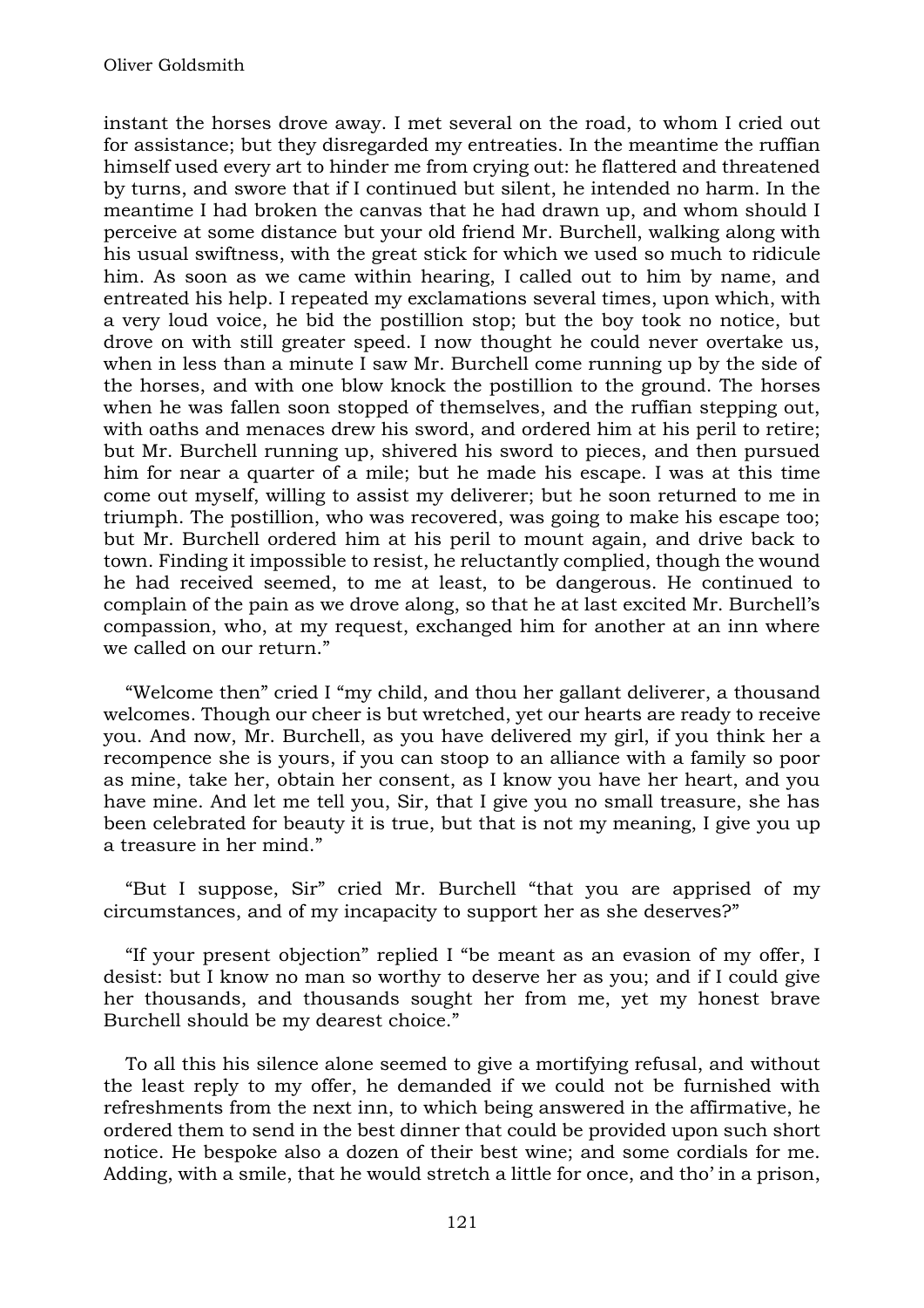instant the horses drove away. I met several on the road, to whom I cried out for assistance; but they disregarded my entreaties. In the meantime the ruffian himself used every art to hinder me from crying out: he flattered and threatened by turns, and swore that if I continued but silent, he intended no harm. In the meantime I had broken the canvas that he had drawn up, and whom should I perceive at some distance but your old friend Mr. Burchell, walking along with his usual swiftness, with the great stick for which we used so much to ridicule him. As soon as we came within hearing, I called out to him by name, and entreated his help. I repeated my exclamations several times, upon which, with a very loud voice, he bid the postillion stop; but the boy took no notice, but drove on with still greater speed. I now thought he could never overtake us, when in less than a minute I saw Mr. Burchell come running up by the side of the horses, and with one blow knock the postillion to the ground. The horses when he was fallen soon stopped of themselves, and the ruffian stepping out, with oaths and menaces drew his sword, and ordered him at his peril to retire; but Mr. Burchell running up, shivered his sword to pieces, and then pursued him for near a quarter of a mile; but he made his escape. I was at this time come out myself, willing to assist my deliverer; but he soon returned to me in triumph. The postillion, who was recovered, was going to make his escape too; but Mr. Burchell ordered him at his peril to mount again, and drive back to town. Finding it impossible to resist, he reluctantly complied, though the wound he had received seemed, to me at least, to be dangerous. He continued to complain of the pain as we drove along, so that he at last excited Mr. Burchell's compassion, who, at my request, exchanged him for another at an inn where we called on our return."

"Welcome then" cried I "my child, and thou her gallant deliverer, a thousand welcomes. Though our cheer is but wretched, yet our hearts are ready to receive you. And now, Mr. Burchell, as you have delivered my girl, if you think her a recompence she is yours, if you can stoop to an alliance with a family so poor as mine, take her, obtain her consent, as I know you have her heart, and you have mine. And let me tell you, Sir, that I give you no small treasure, she has been celebrated for beauty it is true, but that is not my meaning, I give you up a treasure in her mind."

"But I suppose, Sir" cried Mr. Burchell "that you are apprised of my circumstances, and of my incapacity to support her as she deserves?"

"If your present objection" replied I "be meant as an evasion of my offer, I desist: but I know no man so worthy to deserve her as you; and if I could give her thousands, and thousands sought her from me, yet my honest brave Burchell should be my dearest choice."

To all this his silence alone seemed to give a mortifying refusal, and without the least reply to my offer, he demanded if we could not be furnished with refreshments from the next inn, to which being answered in the affirmative, he ordered them to send in the best dinner that could be provided upon such short notice. He bespoke also a dozen of their best wine; and some cordials for me. Adding, with a smile, that he would stretch a little for once, and tho' in a prison,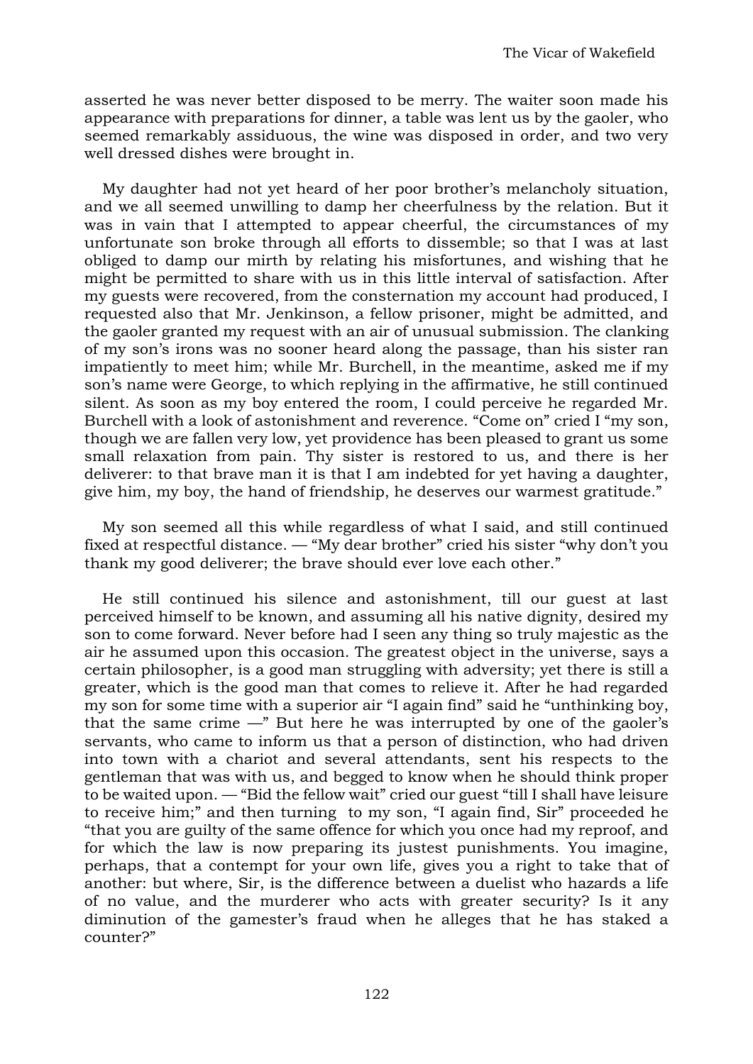asserted he was never better disposed to be merry. The waiter soon made his appearance with preparations for dinner, a table was lent us by the gaoler, who seemed remarkably assiduous, the wine was disposed in order, and two very well dressed dishes were brought in.

My daughter had not yet heard of her poor brother's melancholy situation, and we all seemed unwilling to damp her cheerfulness by the relation. But it was in vain that I attempted to appear cheerful, the circumstances of my unfortunate son broke through all efforts to dissemble; so that I was at last obliged to damp our mirth by relating his misfortunes, and wishing that he might be permitted to share with us in this little interval of satisfaction. After my guests were recovered, from the consternation my account had produced, I requested also that Mr. Jenkinson, a fellow prisoner, might be admitted, and the gaoler granted my request with an air of unusual submission. The clanking of my son's irons was no sooner heard along the passage, than his sister ran impatiently to meet him; while Mr. Burchell, in the meantime, asked me if my son's name were George, to which replying in the affirmative, he still continued silent. As soon as my boy entered the room, I could perceive he regarded Mr. Burchell with a look of astonishment and reverence. "Come on" cried I "my son, though we are fallen very low, yet providence has been pleased to grant us some small relaxation from pain. Thy sister is restored to us, and there is her deliverer: to that brave man it is that I am indebted for yet having a daughter, give him, my boy, the hand of friendship, he deserves our warmest gratitude."

My son seemed all this while regardless of what I said, and still continued fixed at respectful distance. — "My dear brother" cried his sister "why don't you thank my good deliverer; the brave should ever love each other."

He still continued his silence and astonishment, till our guest at last perceived himself to be known, and assuming all his native dignity, desired my son to come forward. Never before had I seen any thing so truly majestic as the air he assumed upon this occasion. The greatest object in the universe, says a certain philosopher, is a good man struggling with adversity; yet there is still a greater, which is the good man that comes to relieve it. After he had regarded my son for some time with a superior air "I again find" said he "unthinking boy, that the same crime —" But here he was interrupted by one of the gaoler's servants, who came to inform us that a person of distinction, who had driven into town with a chariot and several attendants, sent his respects to the gentleman that was with us, and begged to know when he should think proper to be waited upon. — "Bid the fellow wait" cried our guest "till I shall have leisure to receive him;" and then turning to my son, "I again find, Sir" proceeded he "that you are guilty of the same offence for which you once had my reproof, and for which the law is now preparing its justest punishments. You imagine, perhaps, that a contempt for your own life, gives you a right to take that of another: but where, Sir, is the difference between a duelist who hazards a life of no value, and the murderer who acts with greater security? Is it any diminution of the gamester's fraud when he alleges that he has staked a counter?"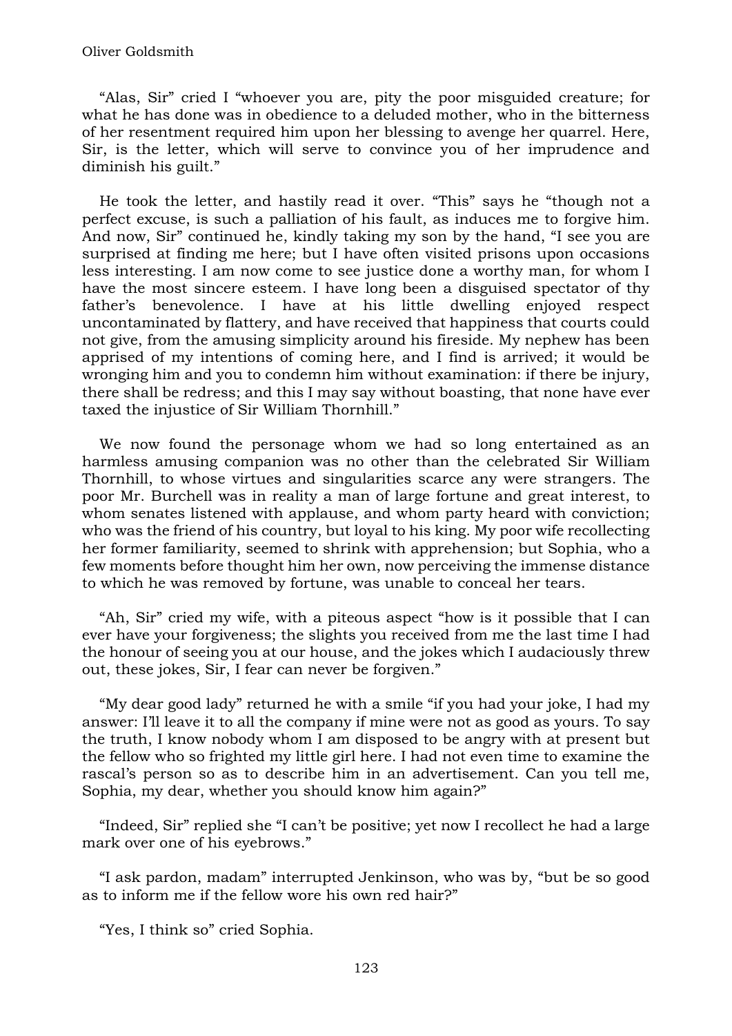"Alas, Sir" cried I "whoever you are, pity the poor misguided creature; for what he has done was in obedience to a deluded mother, who in the bitterness of her resentment required him upon her blessing to avenge her quarrel. Here, Sir, is the letter, which will serve to convince you of her imprudence and diminish his guilt."

He took the letter, and hastily read it over. "This" says he "though not a perfect excuse, is such a palliation of his fault, as induces me to forgive him. And now, Sir" continued he, kindly taking my son by the hand, "I see you are surprised at finding me here; but I have often visited prisons upon occasions less interesting. I am now come to see justice done a worthy man, for whom I have the most sincere esteem. I have long been a disguised spectator of thy father's benevolence. I have at his little dwelling enjoyed respect uncontaminated by flattery, and have received that happiness that courts could not give, from the amusing simplicity around his fireside. My nephew has been apprised of my intentions of coming here, and I find is arrived; it would be wronging him and you to condemn him without examination: if there be injury, there shall be redress; and this I may say without boasting, that none have ever taxed the injustice of Sir William Thornhill."

We now found the personage whom we had so long entertained as an harmless amusing companion was no other than the celebrated Sir William Thornhill, to whose virtues and singularities scarce any were strangers. The poor Mr. Burchell was in reality a man of large fortune and great interest, to whom senates listened with applause, and whom party heard with conviction; who was the friend of his country, but loyal to his king. My poor wife recollecting her former familiarity, seemed to shrink with apprehension; but Sophia, who a few moments before thought him her own, now perceiving the immense distance to which he was removed by fortune, was unable to conceal her tears.

"Ah, Sir" cried my wife, with a piteous aspect "how is it possible that I can ever have your forgiveness; the slights you received from me the last time I had the honour of seeing you at our house, and the jokes which I audaciously threw out, these jokes, Sir, I fear can never be forgiven."

"My dear good lady" returned he with a smile "if you had your joke, I had my answer: I'll leave it to all the company if mine were not as good as yours. To say the truth, I know nobody whom I am disposed to be angry with at present but the fellow who so frighted my little girl here. I had not even time to examine the rascal's person so as to describe him in an advertisement. Can you tell me, Sophia, my dear, whether you should know him again?"

"Indeed, Sir" replied she "I can't be positive; yet now I recollect he had a large mark over one of his eyebrows."

"I ask pardon, madam" interrupted Jenkinson, who was by, "but be so good as to inform me if the fellow wore his own red hair?"

"Yes, I think so" cried Sophia.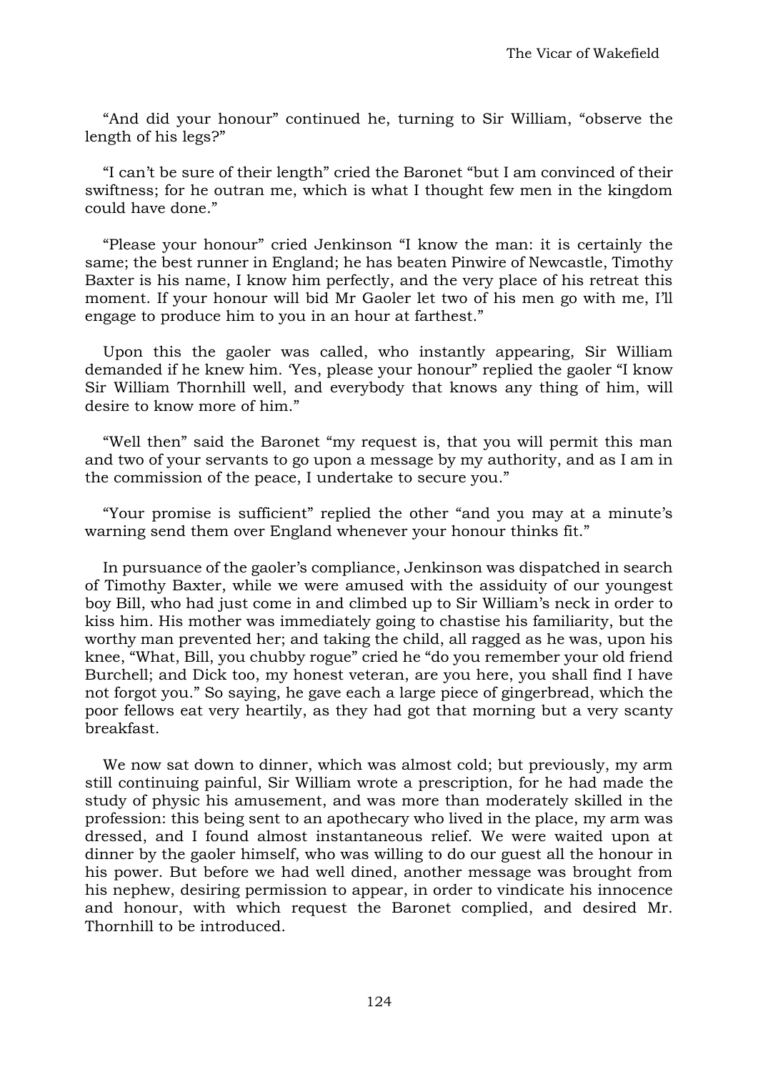"And did your honour" continued he, turning to Sir William, "observe the length of his legs?"

"I can't be sure of their length" cried the Baronet "but I am convinced of their swiftness; for he outran me, which is what I thought few men in the kingdom could have done."

"Please your honour" cried Jenkinson "I know the man: it is certainly the same; the best runner in England; he has beaten Pinwire of Newcastle, Timothy Baxter is his name, I know him perfectly, and the very place of his retreat this moment. If your honour will bid Mr Gaoler let two of his men go with me, I'll engage to produce him to you in an hour at farthest."

Upon this the gaoler was called, who instantly appearing, Sir William demanded if he knew him. 'Yes, please your honour" replied the gaoler "I know Sir William Thornhill well, and everybody that knows any thing of him, will desire to know more of him."

"Well then" said the Baronet "my request is, that you will permit this man and two of your servants to go upon a message by my authority, and as I am in the commission of the peace, I undertake to secure you."

"Your promise is sufficient" replied the other "and you may at a minute's warning send them over England whenever your honour thinks fit."

In pursuance of the gaoler's compliance, Jenkinson was dispatched in search of Timothy Baxter, while we were amused with the assiduity of our youngest boy Bill, who had just come in and climbed up to Sir William's neck in order to kiss him. His mother was immediately going to chastise his familiarity, but the worthy man prevented her; and taking the child, all ragged as he was, upon his knee, "What, Bill, you chubby rogue" cried he "do you remember your old friend Burchell; and Dick too, my honest veteran, are you here, you shall find I have not forgot you." So saying, he gave each a large piece of gingerbread, which the poor fellows eat very heartily, as they had got that morning but a very scanty breakfast.

We now sat down to dinner, which was almost cold; but previously, my arm still continuing painful, Sir William wrote a prescription, for he had made the study of physic his amusement, and was more than moderately skilled in the profession: this being sent to an apothecary who lived in the place, my arm was dressed, and I found almost instantaneous relief. We were waited upon at dinner by the gaoler himself, who was willing to do our guest all the honour in his power. But before we had well dined, another message was brought from his nephew, desiring permission to appear, in order to vindicate his innocence and honour, with which request the Baronet complied, and desired Mr. Thornhill to be introduced.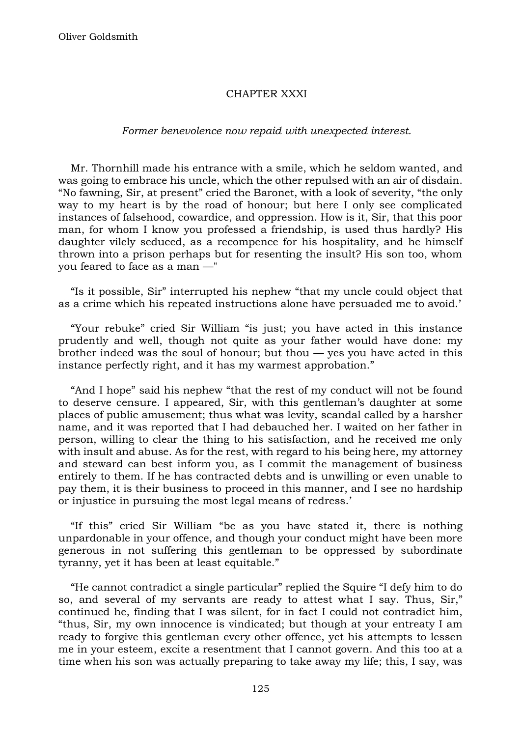## CHAPTER XXXI

*Former benevolence now repaid with unexpected interest.*

Mr. Thornhill made his entrance with a smile, which he seldom wanted, and was going to embrace his uncle, which the other repulsed with an air of disdain. “No fawning, Sir, at present” cried the Baronet, with a look of severity, “the only way to my heart is by the road of honour; but here I only see complicated instances of falsehood, cowardice, and oppression. How is it, Sir, that this poor man, for whom I know you professed a friendship, is used thus hardly? His daughter vilely seduced, as a recompence for his hospitality, and he himself thrown into a prison perhaps but for resenting the insult? His son too, whom you feared to face as a man —"

“Is it possible, Sir” interrupted his nephew “that my uncle could object that as a crime which his repeated instructions alone have persuaded me to avoid.’

“Your rebuke” cried Sir William “is just; you have acted in this instance prudently and well, though not quite as your father would have done: my brother indeed was the soul of honour; but thou — yes you have acted in this instance perfectly right, and it has my warmest approbation.”

“And I hope” said his nephew “that the rest of my conduct will not be found to deserve censure. I appeared, Sir, with this gentleman’s daughter at some places of public amusement; thus what was levity, scandal called by a harsher name, and it was reported that I had debauched her. I waited on her father in person, willing to clear the thing to his satisfaction, and he received me only with insult and abuse. As for the rest, with regard to his being here, my attorney and steward can best inform you, as I commit the management of business entirely to them. If he has contracted debts and is unwilling or even unable to pay them, it is their business to proceed in this manner, and I see no hardship or injustice in pursuing the most legal means of redress.’

“If this” cried Sir William “be as you have stated it, there is nothing unpardonable in your offence, and though your conduct might have been more generous in not suffering this gentleman to be oppressed by subordinate tyranny, yet it has been at least equitable.”

“He cannot contradict a single particular” replied the Squire “I defy him to do so, and several of my servants are ready to attest what I say. Thus, Sir,” continued he, finding that I was silent, for in fact I could not contradict him, “thus, Sir, my own innocence is vindicated; but though at your entreaty I am ready to forgive this gentleman every other offence, yet his attempts to lessen me in your esteem, excite a resentment that I cannot govern. And this too at a time when his son was actually preparing to take away my life; this, I say, was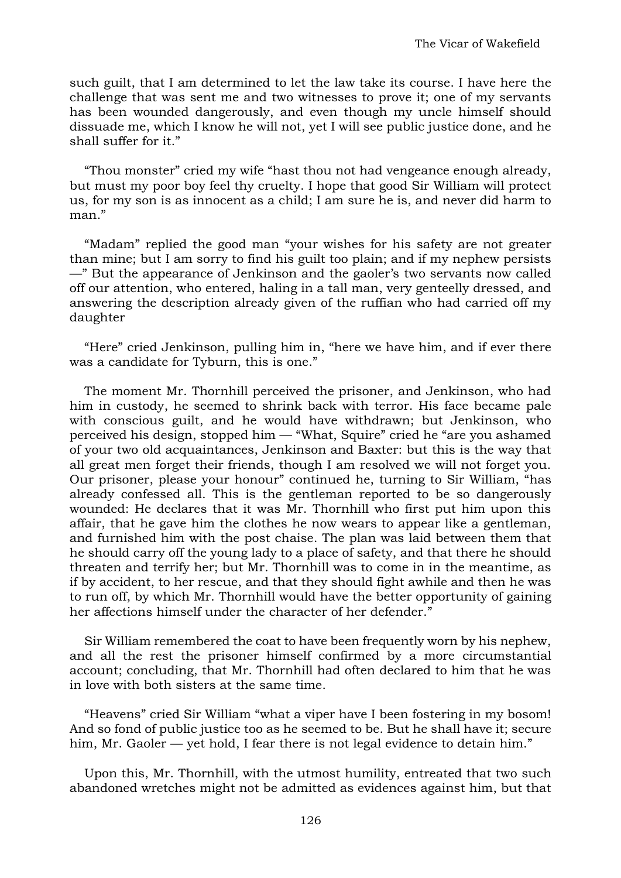such guilt, that I am determined to let the law take its course. I have here the challenge that was sent me and two witnesses to prove it; one of my servants has been wounded dangerously, and even though my uncle himself should dissuade me, which I know he will not, yet I will see public justice done, and he shall suffer for it."

"Thou monster" cried my wife "hast thou not had vengeance enough already, but must my poor boy feel thy cruelty. I hope that good Sir William will protect us, for my son is as innocent as a child; I am sure he is, and never did harm to man."

"Madam" replied the good man "your wishes for his safety are not greater than mine; but I am sorry to find his guilt too plain; and if my nephew persists —" But the appearance of Jenkinson and the gaoler's two servants now called off our attention, who entered, haling in a tall man, very genteelly dressed, and answering the description already given of the ruffian who had carried off my daughter

"Here" cried Jenkinson, pulling him in, "here we have him, and if ever there was a candidate for Tyburn, this is one."

The moment Mr. Thornhill perceived the prisoner, and Jenkinson, who had him in custody, he seemed to shrink back with terror. His face became pale with conscious guilt, and he would have withdrawn; but Jenkinson, who perceived his design, stopped him — "What, Squire" cried he "are you ashamed of your two old acquaintances, Jenkinson and Baxter: but this is the way that all great men forget their friends, though I am resolved we will not forget you. Our prisoner, please your honour" continued he, turning to Sir William, "has already confessed all. This is the gentleman reported to be so dangerously wounded: He declares that it was Mr. Thornhill who first put him upon this affair, that he gave him the clothes he now wears to appear like a gentleman, and furnished him with the post chaise. The plan was laid between them that he should carry off the young lady to a place of safety, and that there he should threaten and terrify her; but Mr. Thornhill was to come in in the meantime, as if by accident, to her rescue, and that they should fight awhile and then he was to run off, by which Mr. Thornhill would have the better opportunity of gaining her affections himself under the character of her defender."

Sir William remembered the coat to have been frequently worn by his nephew, and all the rest the prisoner himself confirmed by a more circumstantial account; concluding, that Mr. Thornhill had often declared to him that he was in love with both sisters at the same time.

"Heavens" cried Sir William "what a viper have I been fostering in my bosom! And so fond of public justice too as he seemed to be. But he shall have it; secure him, Mr. Gaoler — yet hold, I fear there is not legal evidence to detain him."

Upon this, Mr. Thornhill, with the utmost humility, entreated that two such abandoned wretches might not be admitted as evidences against him, but that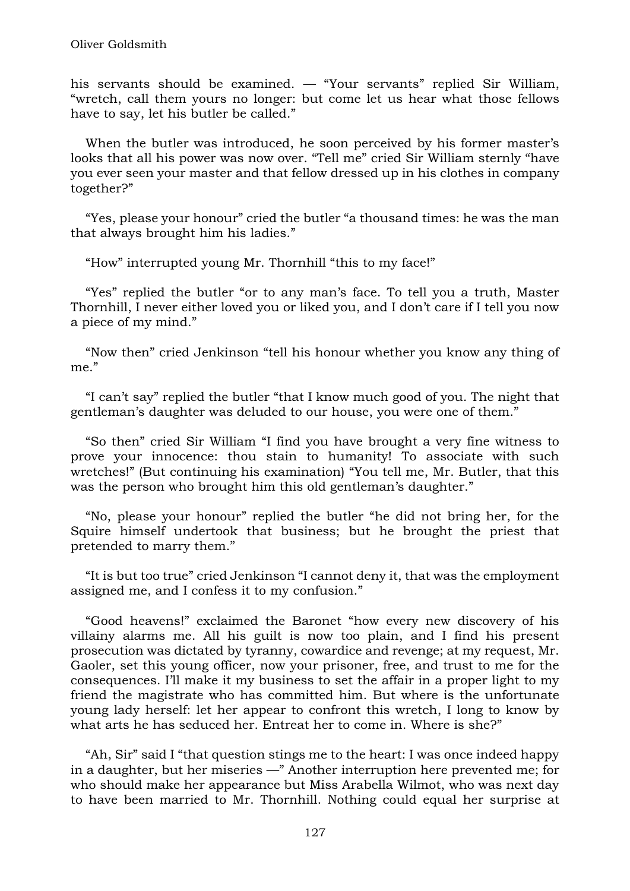his servants should be examined. — “Your servants” replied Sir William, “wretch, call them yours no longer: but come let us hear what those fellows have to say, let his butler be called.”

When the butler was introduced, he soon perceived by his former master’s looks that all his power was now over. “Tell me” cried Sir William sternly “have you ever seen your master and that fellow dressed up in his clothes in company together?”

“Yes, please your honour” cried the butler “a thousand times: he was the man that always brought him his ladies.”

“How” interrupted young Mr. Thornhill “this to my face!”

“Yes” replied the butler “or to any man’s face. To tell you a truth, Master Thornhill, I never either loved you or liked you, and I don’t care if I tell you now a piece of my mind.”

“Now then” cried Jenkinson “tell his honour whether you know any thing of me.”

“I can’t say” replied the butler “that I know much good of you. The night that gentleman’s daughter was deluded to our house, you were one of them.”

“So then” cried Sir William “I find you have brought a very fine witness to prove your innocence: thou stain to humanity! To associate with such wretches!” (But continuing his examination) “You tell me, Mr. Butler, that this was the person who brought him this old gentleman’s daughter.”

“No, please your honour” replied the butler “he did not bring her, for the Squire himself undertook that business; but he brought the priest that pretended to marry them.”

“It is but too true” cried Jenkinson “I cannot deny it, that was the employment assigned me, and I confess it to my confusion.”

“Good heavens!” exclaimed the Baronet “how every new discovery of his villainy alarms me. All his guilt is now too plain, and I find his present prosecution was dictated by tyranny, cowardice and revenge; at my request, Mr. Gaoler, set this young officer, now your prisoner, free, and trust to me for the consequences. I’ll make it my business to set the affair in a proper light to my friend the magistrate who has committed him. But where is the unfortunate young lady herself: let her appear to confront this wretch, I long to know by what arts he has seduced her. Entreat her to come in. Where is she?”

“Ah, Sir” said I “that question stings me to the heart: I was once indeed happy in a daughter, but her miseries —” Another interruption here prevented me; for who should make her appearance but Miss Arabella Wilmot, who was next day to have been married to Mr. Thornhill. Nothing could equal her surprise at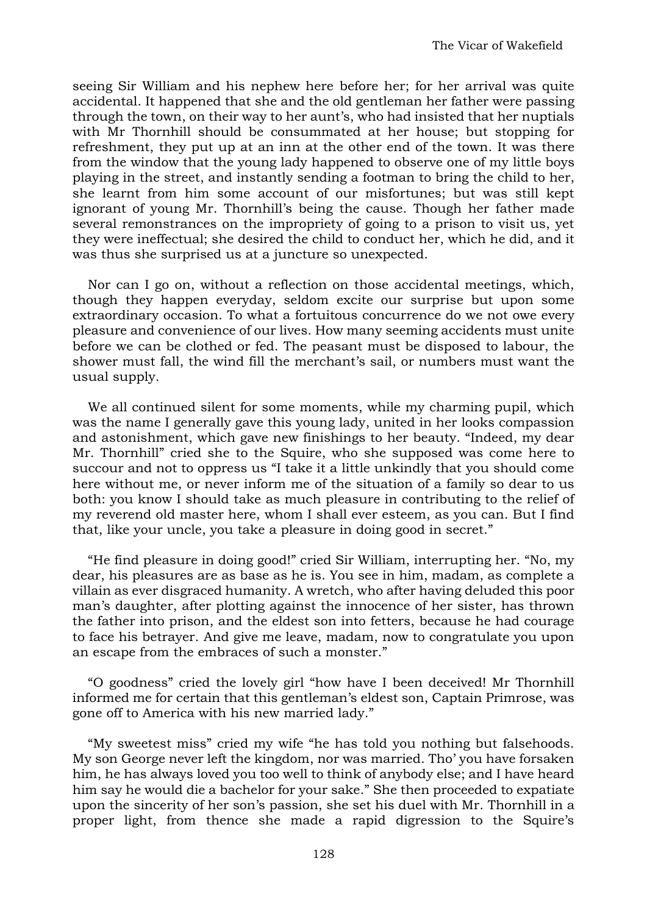seeing Sir William and his nephew here before her; for her arrival was quite accidental. It happened that she and the old gentleman her father were passing through the town, on their way to her aunt's, who had insisted that her nuptials with Mr Thornhill should be consummated at her house; but stopping for refreshment, they put up at an inn at the other end of the town. It was there from the window that the young lady happened to observe one of my little boys playing in the street, and instantly sending a footman to bring the child to her, she learnt from him some account of our misfortunes; but was still kept ignorant of young Mr. Thornhill's being the cause. Though her father made several remonstrances on the impropriety of going to a prison to visit us, yet they were ineffectual; she desired the child to conduct her, which he did, and it was thus she surprised us at a juncture so unexpected.

Nor can I go on, without a reflection on those accidental meetings, which, though they happen everyday, seldom excite our surprise but upon some extraordinary occasion. To what a fortuitous concurrence do we not owe every pleasure and convenience of our lives. How many seeming accidents must unite before we can be clothed or fed. The peasant must be disposed to labour, the shower must fall, the wind fill the merchant's sail, or numbers must want the usual supply.

We all continued silent for some moments, while my charming pupil, which was the name I generally gave this young lady, united in her looks compassion and astonishment, which gave new finishings to her beauty. "Indeed, my dear Mr. Thornhill" cried she to the Squire, who she supposed was come here to succour and not to oppress us "I take it a little unkindly that you should come here without me, or never inform me of the situation of a family so dear to us both: you know I should take as much pleasure in contributing to the relief of my reverend old master here, whom I shall ever esteem, as you can. But I find that, like your uncle, you take a pleasure in doing good in secret."

"He find pleasure in doing good!" cried Sir William, interrupting her. "No, my dear, his pleasures are as base as he is. You see in him, madam, as complete a villain as ever disgraced humanity. A wretch, who after having deluded this poor man's daughter, after plotting against the innocence of her sister, has thrown the father into prison, and the eldest son into fetters, because he had courage to face his betrayer. And give me leave, madam, now to congratulate you upon an escape from the embraces of such a monster."

"O goodness" cried the lovely girl "how have I been deceived! Mr Thornhill informed me for certain that this gentleman's eldest son, Captain Primrose, was gone off to America with his new married lady."

"My sweetest miss" cried my wife "he has told you nothing but falsehoods. My son George never left the kingdom, nor was married. Tho' you have forsaken him, he has always loved you too well to think of anybody else; and I have heard him say he would die a bachelor for your sake." She then proceeded to expatiate upon the sincerity of her son's passion, she set his duel with Mr. Thornhill in a proper light, from thence she made a rapid digression to the Squire's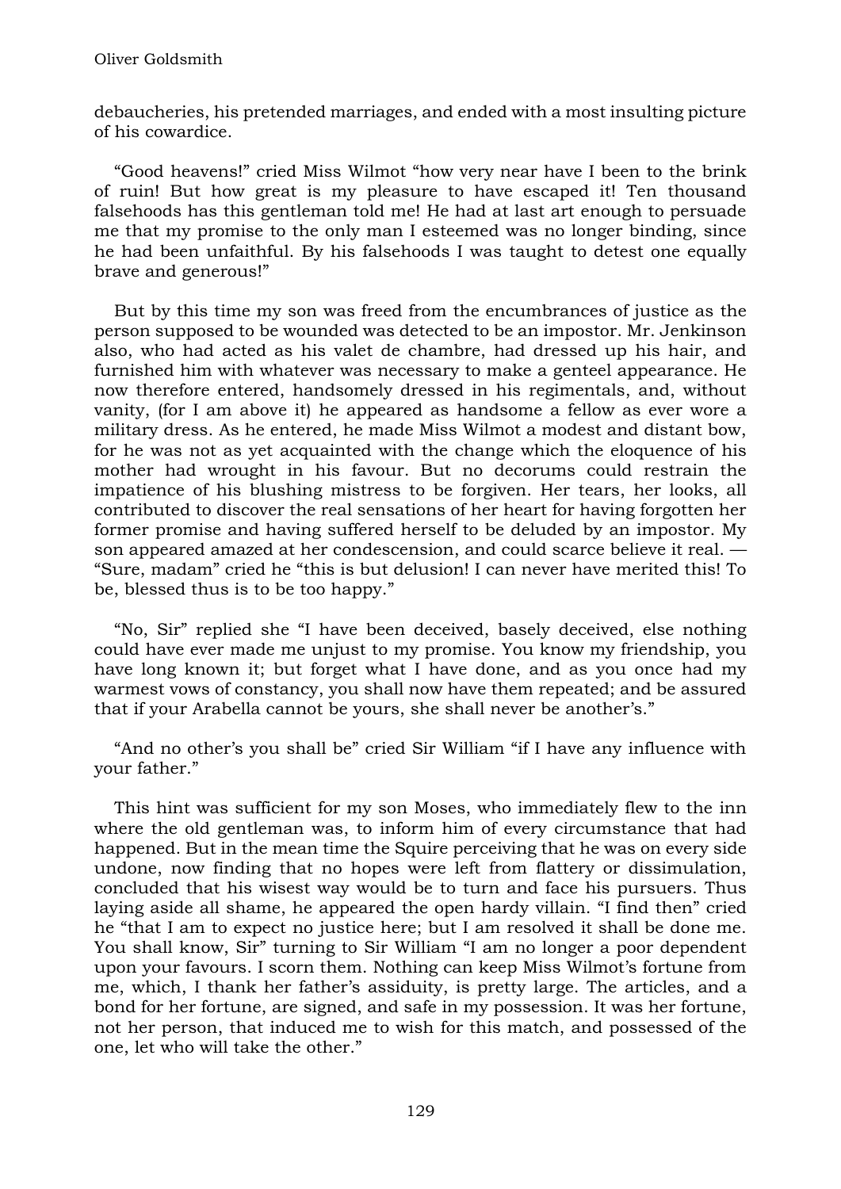debaucheries, his pretended marriages, and ended with a most insulting picture of his cowardice.

"Good heavens!" cried Miss Wilmot "how very near have I been to the brink of ruin! But how great is my pleasure to have escaped it! Ten thousand falsehoods has this gentleman told me! He had at last art enough to persuade me that my promise to the only man I esteemed was no longer binding, since he had been unfaithful. By his falsehoods I was taught to detest one equally brave and generous!"

But by this time my son was freed from the encumbrances of justice as the person supposed to be wounded was detected to be an impostor. Mr. Jenkinson also, who had acted as his valet de chambre, had dressed up his hair, and furnished him with whatever was necessary to make a genteel appearance. He now therefore entered, handsomely dressed in his regimentals, and, without vanity, (for I am above it) he appeared as handsome a fellow as ever wore a military dress. As he entered, he made Miss Wilmot a modest and distant bow, for he was not as yet acquainted with the change which the eloquence of his mother had wrought in his favour. But no decorums could restrain the impatience of his blushing mistress to be forgiven. Her tears, her looks, all contributed to discover the real sensations of her heart for having forgotten her former promise and having suffered herself to be deluded by an impostor. My son appeared amazed at her condescension, and could scarce believe it real. — "Sure, madam" cried he "this is but delusion! I can never have merited this! To be, blessed thus is to be too happy."

"No, Sir" replied she "I have been deceived, basely deceived, else nothing could have ever made me unjust to my promise. You know my friendship, you have long known it; but forget what I have done, and as you once had my warmest vows of constancy, you shall now have them repeated; and be assured that if your Arabella cannot be yours, she shall never be another's."

"And no other's you shall be" cried Sir William "if I have any influence with your father."

This hint was sufficient for my son Moses, who immediately flew to the inn where the old gentleman was, to inform him of every circumstance that had happened. But in the mean time the Squire perceiving that he was on every side undone, now finding that no hopes were left from flattery or dissimulation, concluded that his wisest way would be to turn and face his pursuers. Thus laying aside all shame, he appeared the open hardy villain. "I find then" cried he "that I am to expect no justice here; but I am resolved it shall be done me. You shall know, Sir" turning to Sir William "I am no longer a poor dependent upon your favours. I scorn them. Nothing can keep Miss Wilmot's fortune from me, which, I thank her father's assiduity, is pretty large. The articles, and a bond for her fortune, are signed, and safe in my possession. It was her fortune, not her person, that induced me to wish for this match, and possessed of the one, let who will take the other."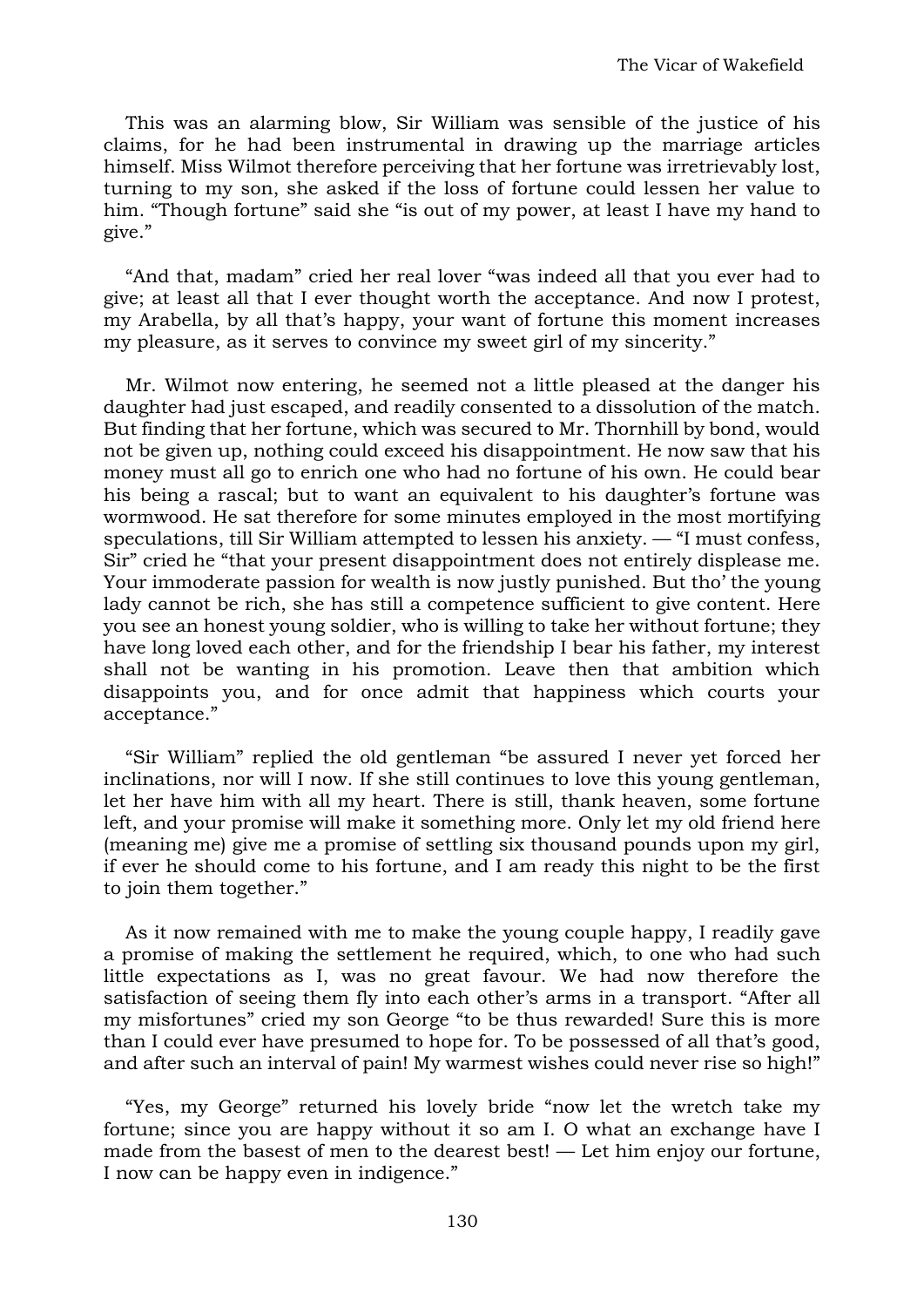This was an alarming blow, Sir William was sensible of the justice of his claims, for he had been instrumental in drawing up the marriage articles himself. Miss Wilmot therefore perceiving that her fortune was irretrievably lost, turning to my son, she asked if the loss of fortune could lessen her value to him. "Though fortune" said she "is out of my power, at least I have my hand to give."

"And that, madam" cried her real lover "was indeed all that you ever had to give; at least all that I ever thought worth the acceptance. And now I protest, my Arabella, by all that's happy, your want of fortune this moment increases my pleasure, as it serves to convince my sweet girl of my sincerity."

Mr. Wilmot now entering, he seemed not a little pleased at the danger his daughter had just escaped, and readily consented to a dissolution of the match. But finding that her fortune, which was secured to Mr. Thornhill by bond, would not be given up, nothing could exceed his disappointment. He now saw that his money must all go to enrich one who had no fortune of his own. He could bear his being a rascal; but to want an equivalent to his daughter's fortune was wormwood. He sat therefore for some minutes employed in the most mortifying speculations, till Sir William attempted to lessen his anxiety. — "I must confess, Sir" cried he "that your present disappointment does not entirely displease me. Your immoderate passion for wealth is now justly punished. But tho' the young lady cannot be rich, she has still a competence sufficient to give content. Here you see an honest young soldier, who is willing to take her without fortune; they have long loved each other, and for the friendship I bear his father, my interest shall not be wanting in his promotion. Leave then that ambition which disappoints you, and for once admit that happiness which courts your acceptance."

"Sir William" replied the old gentleman "be assured I never yet forced her inclinations, nor will I now. If she still continues to love this young gentleman, let her have him with all my heart. There is still, thank heaven, some fortune left, and your promise will make it something more. Only let my old friend here (meaning me) give me a promise of settling six thousand pounds upon my girl, if ever he should come to his fortune, and I am ready this night to be the first to join them together."

As it now remained with me to make the young couple happy, I readily gave a promise of making the settlement he required, which, to one who had such little expectations as I, was no great favour. We had now therefore the satisfaction of seeing them fly into each other's arms in a transport. "After all my misfortunes" cried my son George "to be thus rewarded! Sure this is more than I could ever have presumed to hope for. To be possessed of all that's good, and after such an interval of pain! My warmest wishes could never rise so high!"

"Yes, my George" returned his lovely bride "now let the wretch take my fortune; since you are happy without it so am I. O what an exchange have I made from the basest of men to the dearest best! — Let him enjoy our fortune, I now can be happy even in indigence."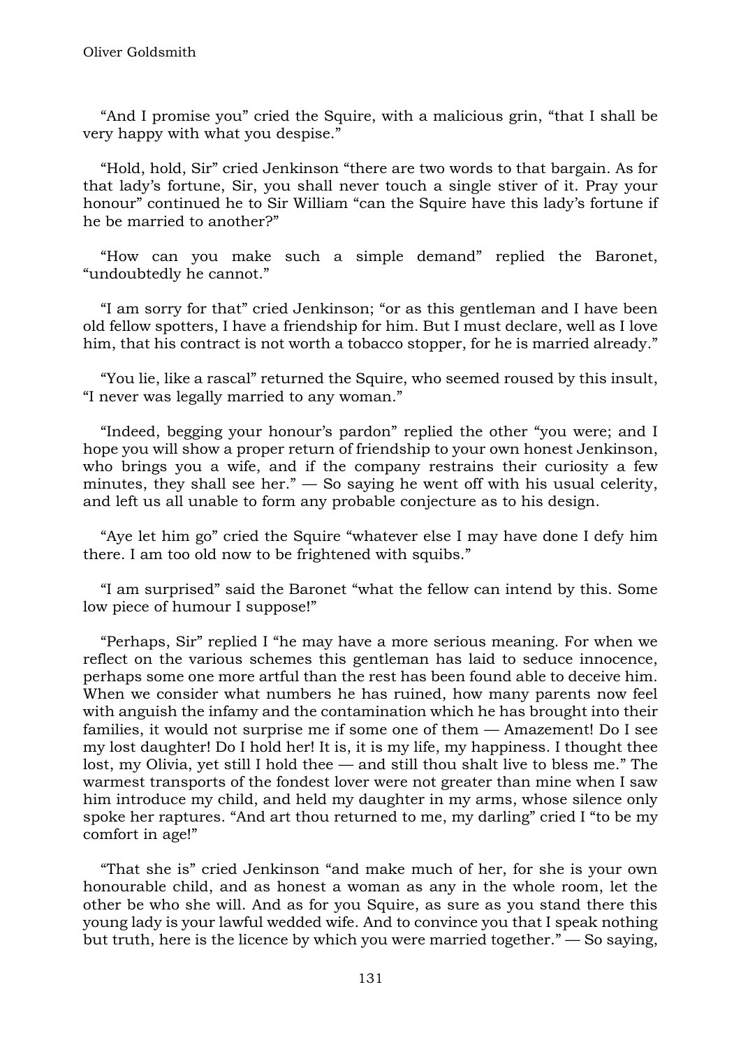"And I promise you" cried the Squire, with a malicious grin, "that I shall be very happy with what you despise."

"Hold, hold, Sir" cried Jenkinson "there are two words to that bargain. As for that lady's fortune, Sir, you shall never touch a single stiver of it. Pray your honour" continued he to Sir William "can the Squire have this lady's fortune if he be married to another?"

"How can you make such a simple demand" replied the Baronet, "undoubtedly he cannot."

"I am sorry for that" cried Jenkinson; "or as this gentleman and I have been old fellow spotters, I have a friendship for him. But I must declare, well as I love him, that his contract is not worth a tobacco stopper, for he is married already."

"You lie, like a rascal" returned the Squire, who seemed roused by this insult, "I never was legally married to any woman."

"Indeed, begging your honour's pardon" replied the other "you were; and I hope you will show a proper return of friendship to your own honest Jenkinson, who brings you a wife, and if the company restrains their curiosity a few minutes, they shall see her." — So saying he went off with his usual celerity, and left us all unable to form any probable conjecture as to his design.

"Aye let him go" cried the Squire "whatever else I may have done I defy him there. I am too old now to be frightened with squibs."

"I am surprised" said the Baronet "what the fellow can intend by this. Some low piece of humour I suppose!"

"Perhaps, Sir" replied I "he may have a more serious meaning. For when we reflect on the various schemes this gentleman has laid to seduce innocence, perhaps some one more artful than the rest has been found able to deceive him. When we consider what numbers he has ruined, how many parents now feel with anguish the infamy and the contamination which he has brought into their families, it would not surprise me if some one of them — Amazement! Do I see my lost daughter! Do I hold her! It is, it is my life, my happiness. I thought thee lost, my Olivia, yet still I hold thee — and still thou shalt live to bless me." The warmest transports of the fondest lover were not greater than mine when I saw him introduce my child, and held my daughter in my arms, whose silence only spoke her raptures. "And art thou returned to me, my darling" cried I "to be my comfort in age!"

"That she is" cried Jenkinson "and make much of her, for she is your own honourable child, and as honest a woman as any in the whole room, let the other be who she will. And as for you Squire, as sure as you stand there this young lady is your lawful wedded wife. And to convince you that I speak nothing but truth, here is the licence by which you were married together." — So saying,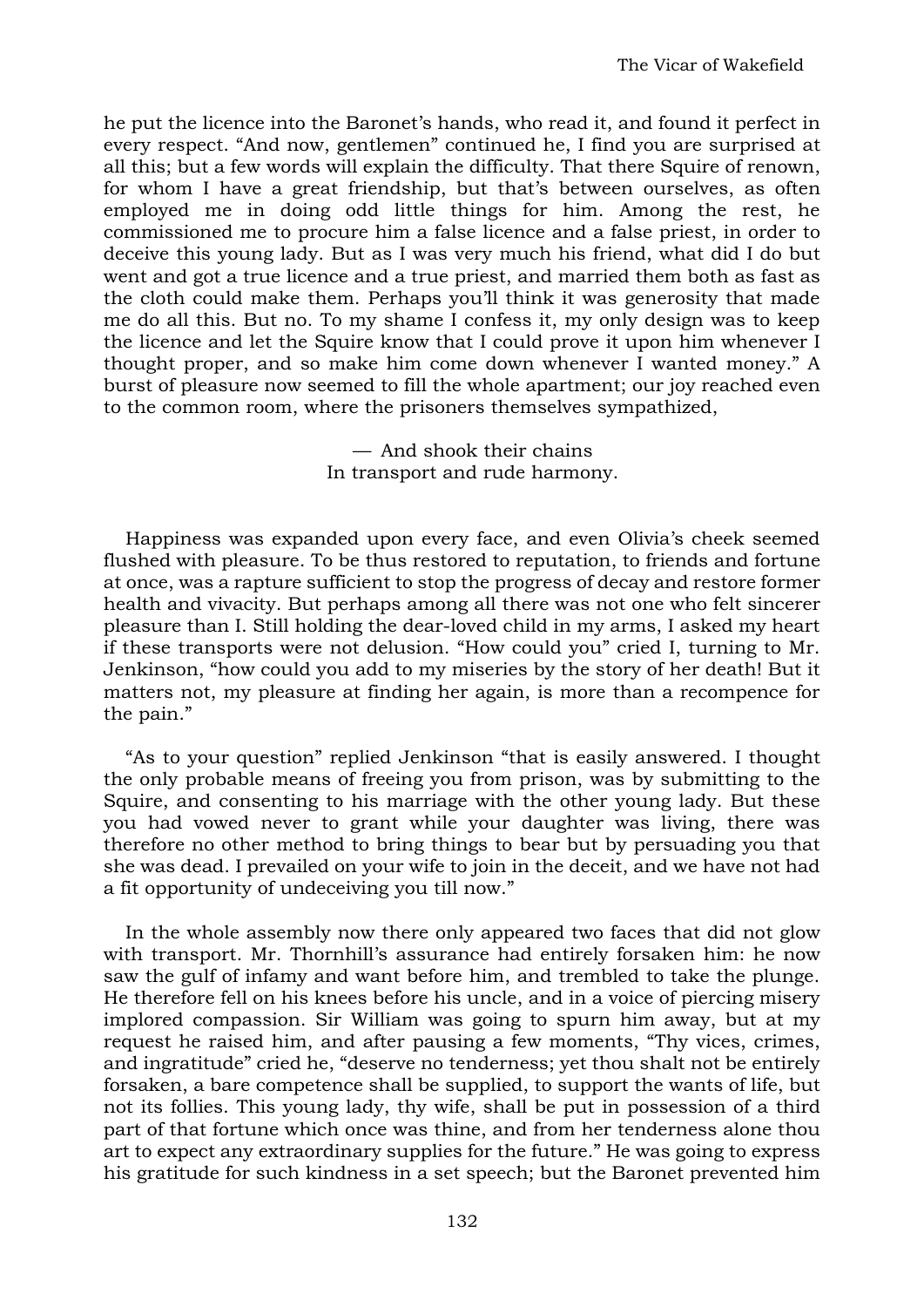he put the licence into the Baronet's hands, who read it, and found it perfect in every respect. "And now, gentlemen" continued he, I find you are surprised at all this; but a few words will explain the difficulty. That there Squire of renown, for whom I have a great friendship, but that's between ourselves, as often employed me in doing odd little things for him. Among the rest, he commissioned me to procure him a false licence and a false priest, in order to deceive this young lady. But as I was very much his friend, what did I do but went and got a true licence and a true priest, and married them both as fast as the cloth could make them. Perhaps you'll think it was generosity that made me do all this. But no. To my shame I confess it, my only design was to keep the licence and let the Squire know that I could prove it upon him whenever I thought proper, and so make him come down whenever I wanted money." A burst of pleasure now seemed to fill the whole apartment; our joy reached even to the common room, where the prisoners themselves sympathized,

> — And shook their chains
> In transport and rude harmony.

Happiness was expanded upon every face, and even Olivia's cheek seemed flushed with pleasure. To be thus restored to reputation, to friends and fortune at once, was a rapture sufficient to stop the progress of decay and restore former health and vivacity. But perhaps among all there was not one who felt sincerer pleasure than I. Still holding the dear-loved child in my arms, I asked my heart if these transports were not delusion. "How could you" cried I, turning to Mr. Jenkinson, "how could you add to my miseries by the story of her death! But it matters not, my pleasure at finding her again, is more than a recompence for the pain."

"As to your question" replied Jenkinson "that is easily answered. I thought the only probable means of freeing you from prison, was by submitting to the Squire, and consenting to his marriage with the other young lady. But these you had vowed never to grant while your daughter was living, there was therefore no other method to bring things to bear but by persuading you that she was dead. I prevailed on your wife to join in the deceit, and we have not had a fit opportunity of undeceiving you till now."

In the whole assembly now there only appeared two faces that did not glow with transport. Mr. Thornhill's assurance had entirely forsaken him: he now saw the gulf of infamy and want before him, and trembled to take the plunge. He therefore fell on his knees before his uncle, and in a voice of piercing misery implored compassion. Sir William was going to spurn him away, but at my request he raised him, and after pausing a few moments, "Thy vices, crimes, and ingratitude" cried he, "deserve no tenderness; yet thou shalt not be entirely forsaken, a bare competence shall be supplied, to support the wants of life, but not its follies. This young lady, thy wife, shall be put in possession of a third part of that fortune which once was thine, and from her tenderness alone thou art to expect any extraordinary supplies for the future." He was going to express his gratitude for such kindness in a set speech; but the Baronet prevented him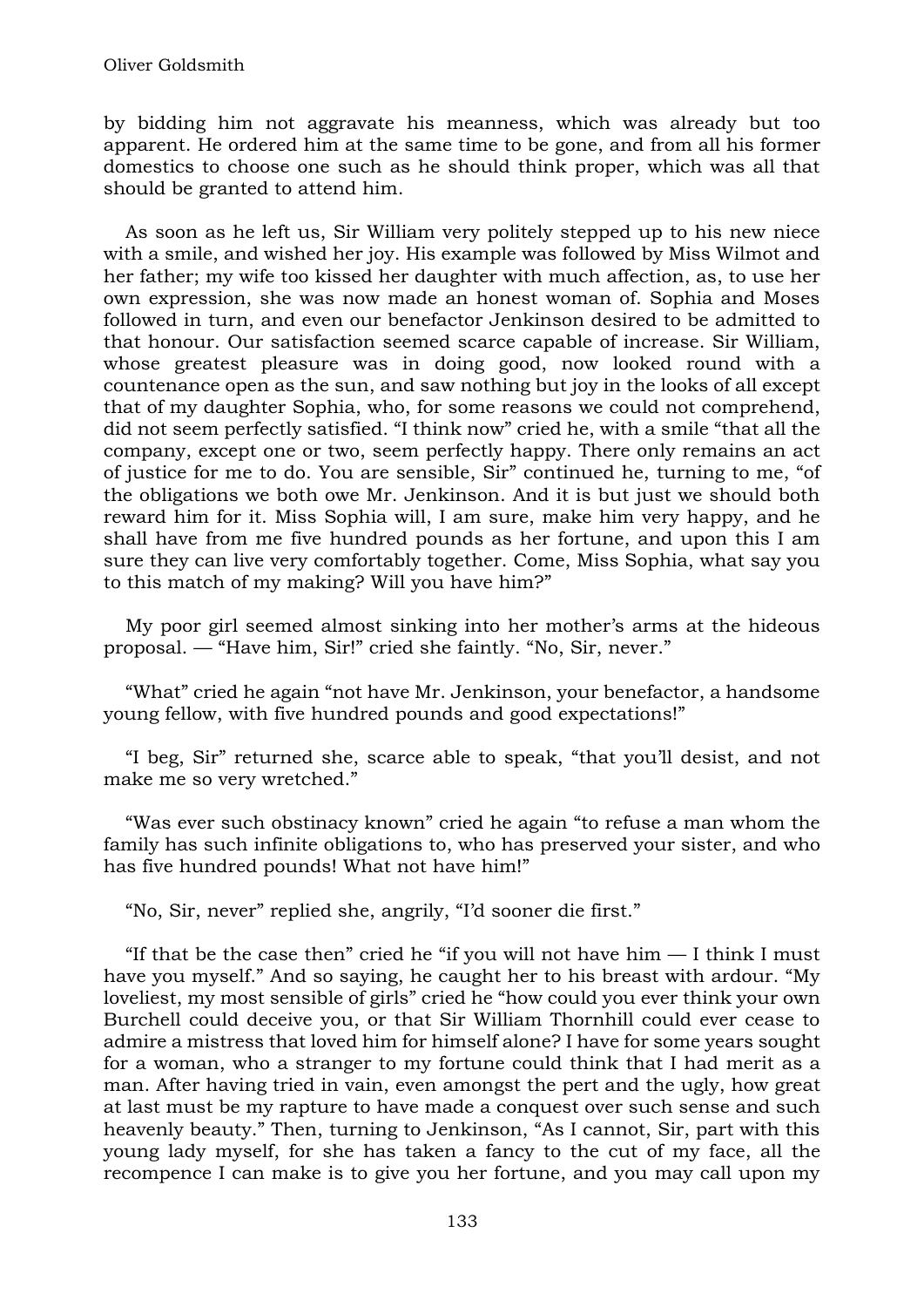by bidding him not aggravate his meanness, which was already but too apparent. He ordered him at the same time to be gone, and from all his former domestics to choose one such as he should think proper, which was all that should be granted to attend him.

As soon as he left us, Sir William very politely stepped up to his new niece with a smile, and wished her joy. His example was followed by Miss Wilmot and her father; my wife too kissed her daughter with much affection, as, to use her own expression, she was now made an honest woman of. Sophia and Moses followed in turn, and even our benefactor Jenkinson desired to be admitted to that honour. Our satisfaction seemed scarce capable of increase. Sir William, whose greatest pleasure was in doing good, now looked round with a countenance open as the sun, and saw nothing but joy in the looks of all except that of my daughter Sophia, who, for some reasons we could not comprehend, did not seem perfectly satisfied. "I think now" cried he, with a smile "that all the company, except one or two, seem perfectly happy. There only remains an act of justice for me to do. You are sensible, Sir" continued he, turning to me, "of the obligations we both owe Mr. Jenkinson. And it is but just we should both reward him for it. Miss Sophia will, I am sure, make him very happy, and he shall have from me five hundred pounds as her fortune, and upon this I am sure they can live very comfortably together. Come, Miss Sophia, what say you to this match of my making? Will you have him?"

My poor girl seemed almost sinking into her mother's arms at the hideous proposal. — "Have him, Sir!" cried she faintly. "No, Sir, never."

"What" cried he again "not have Mr. Jenkinson, your benefactor, a handsome young fellow, with five hundred pounds and good expectations!"

"I beg, Sir" returned she, scarce able to speak, "that you'll desist, and not make me so very wretched."

"Was ever such obstinacy known" cried he again "to refuse a man whom the family has such infinite obligations to, who has preserved your sister, and who has five hundred pounds! What not have him!"

"No, Sir, never" replied she, angrily, "I'd sooner die first."

"If that be the case then" cried he "if you will not have him — I think I must have you myself." And so saying, he caught her to his breast with ardour. "My loveliest, my most sensible of girls" cried he "how could you ever think your own Burchell could deceive you, or that Sir William Thornhill could ever cease to admire a mistress that loved him for himself alone? I have for some years sought for a woman, who a stranger to my fortune could think that I had merit as a man. After having tried in vain, even amongst the pert and the ugly, how great at last must be my rapture to have made a conquest over such sense and such heavenly beauty." Then, turning to Jenkinson, "As I cannot, Sir, part with this young lady myself, for she has taken a fancy to the cut of my face, all the recompence I can make is to give you her fortune, and you may call upon my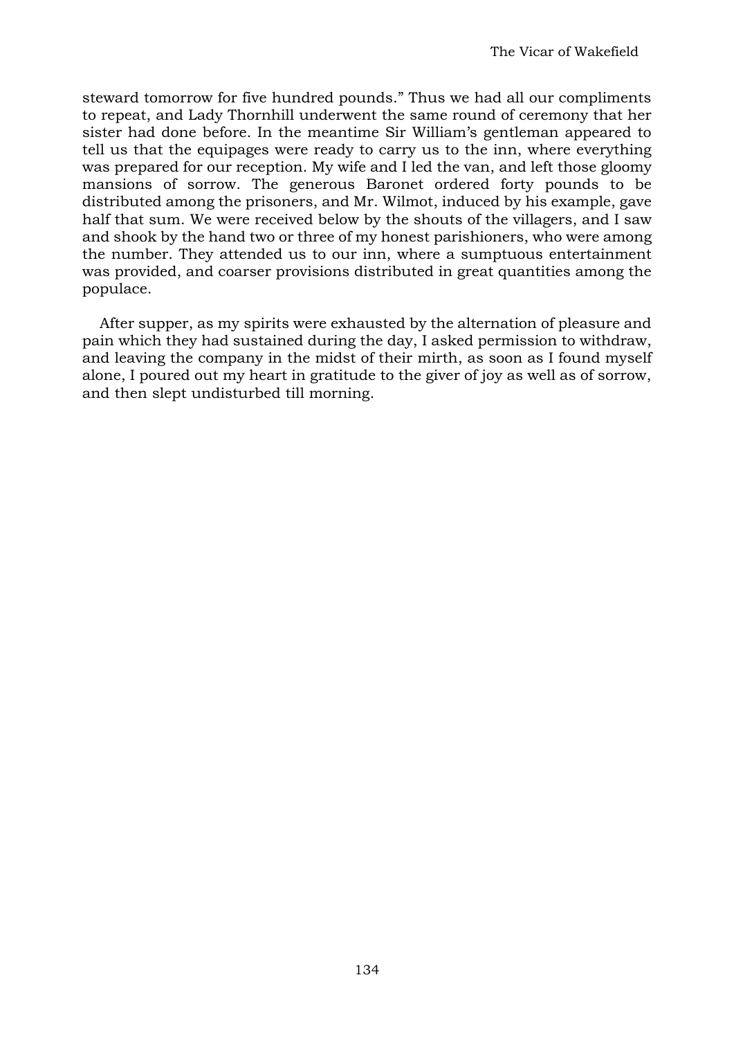steward tomorrow for five hundred pounds." Thus we had all our compliments to repeat, and Lady Thornhill underwent the same round of ceremony that her sister had done before. In the meantime Sir William's gentleman appeared to tell us that the equipages were ready to carry us to the inn, where everything was prepared for our reception. My wife and I led the van, and left those gloomy mansions of sorrow. The generous Baronet ordered forty pounds to be distributed among the prisoners, and Mr. Wilmot, induced by his example, gave half that sum. We were received below by the shouts of the villagers, and I saw and shook by the hand two or three of my honest parishioners, who were among the number. They attended us to our inn, where a sumptuous entertainment was provided, and coarser provisions distributed in great quantities among the populace.

After supper, as my spirits were exhausted by the alternation of pleasure and pain which they had sustained during the day, I asked permission to withdraw, and leaving the company in the midst of their mirth, as soon as I found myself alone, I poured out my heart in gratitude to the giver of joy as well as of sorrow, and then slept undisturbed till morning.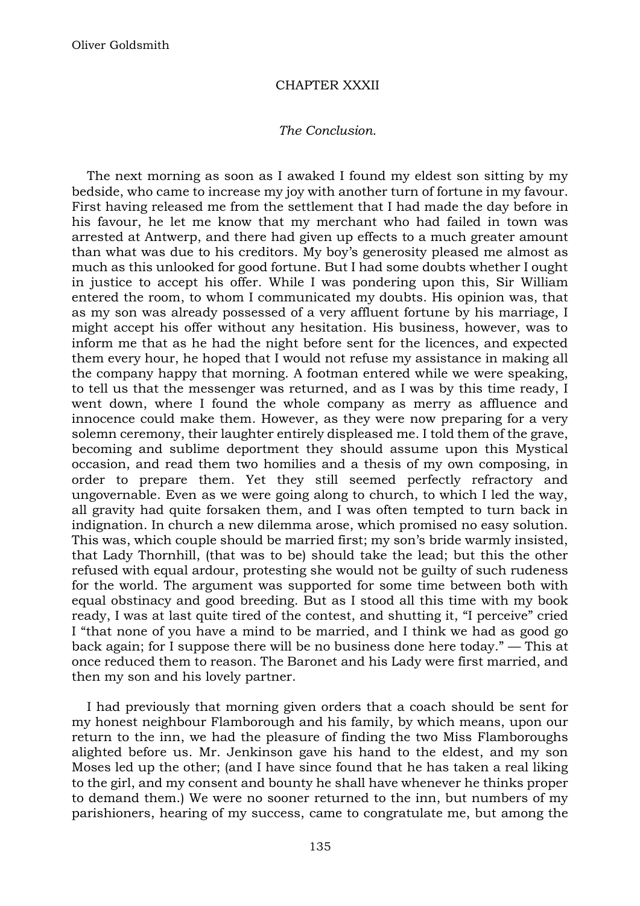## CHAPTER XXXII

*The Conclusion.*

The next morning as soon as I awaked I found my eldest son sitting by my bedside, who came to increase my joy with another turn of fortune in my favour. First having released me from the settlement that I had made the day before in his favour, he let me know that my merchant who had failed in town was arrested at Antwerp, and there had given up effects to a much greater amount than what was due to his creditors. My boy's generosity pleased me almost as much as this unlooked for good fortune. But I had some doubts whether I ought in justice to accept his offer. While I was pondering upon this, Sir William entered the room, to whom I communicated my doubts. His opinion was, that as my son was already possessed of a very affluent fortune by his marriage, I might accept his offer without any hesitation. His business, however, was to inform me that as he had the night before sent for the licences, and expected them every hour, he hoped that I would not refuse my assistance in making all the company happy that morning. A footman entered while we were speaking, to tell us that the messenger was returned, and as I was by this time ready, I went down, where I found the whole company as merry as affluence and innocence could make them. However, as they were now preparing for a very solemn ceremony, their laughter entirely displeased me. I told them of the grave, becoming and sublime deportment they should assume upon this Mystical occasion, and read them two homilies and a thesis of my own composing, in order to prepare them. Yet they still seemed perfectly refractory and ungovernable. Even as we were going along to church, to which I led the way, all gravity had quite forsaken them, and I was often tempted to turn back in indignation. In church a new dilemma arose, which promised no easy solution. This was, which couple should be married first; my son's bride warmly insisted, that Lady Thornhill, (that was to be) should take the lead; but this the other refused with equal ardour, protesting she would not be guilty of such rudeness for the world. The argument was supported for some time between both with equal obstinacy and good breeding. But as I stood all this time with my book ready, I was at last quite tired of the contest, and shutting it, "I perceive" cried I "that none of you have a mind to be married, and I think we had as good go back again; for I suppose there will be no business done here today." — This at once reduced them to reason. The Baronet and his Lady were first married, and then my son and his lovely partner.

I had previously that morning given orders that a coach should be sent for my honest neighbour Flamborough and his family, by which means, upon our return to the inn, we had the pleasure of finding the two Miss Flamboroughs alighted before us. Mr. Jenkinson gave his hand to the eldest, and my son Moses led up the other; (and I have since found that he has taken a real liking to the girl, and my consent and bounty he shall have whenever he thinks proper to demand them.) We were no sooner returned to the inn, but numbers of my parishioners, hearing of my success, came to congratulate me, but among the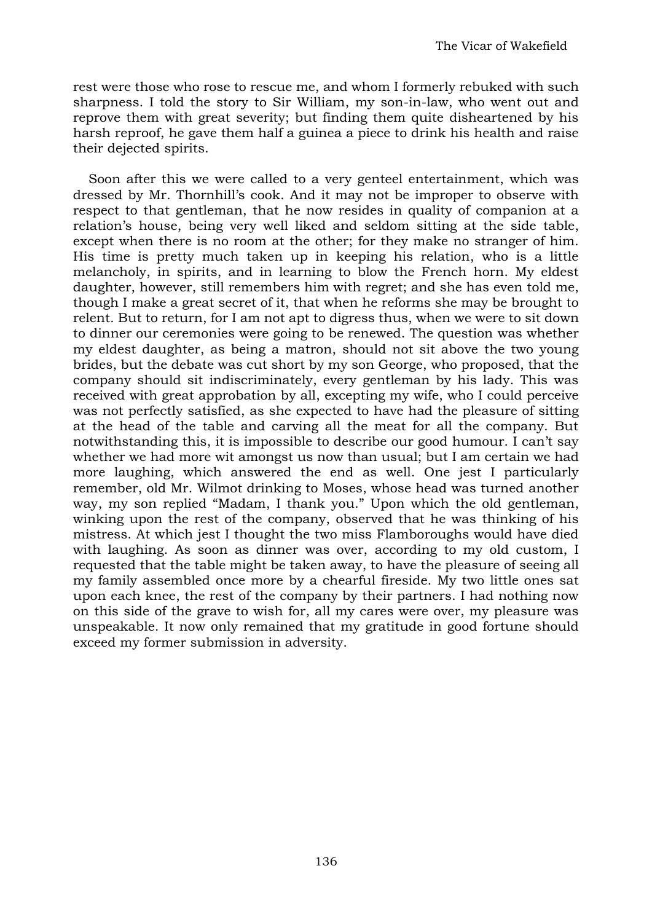rest were those who rose to rescue me, and whom I formerly rebuked with such sharpness. I told the story to Sir William, my son-in-law, who went out and reprove them with great severity; but finding them quite disheartened by his harsh reproof, he gave them half a guinea a piece to drink his health and raise their dejected spirits.

Soon after this we were called to a very genteel entertainment, which was dressed by Mr. Thornhill's cook. And it may not be improper to observe with respect to that gentleman, that he now resides in quality of companion at a relation's house, being very well liked and seldom sitting at the side table, except when there is no room at the other; for they make no stranger of him. His time is pretty much taken up in keeping his relation, who is a little melancholy, in spirits, and in learning to blow the French horn. My eldest daughter, however, still remembers him with regret; and she has even told me, though I make a great secret of it, that when he reforms she may be brought to relent. But to return, for I am not apt to digress thus, when we were to sit down to dinner our ceremonies were going to be renewed. The question was whether my eldest daughter, as being a matron, should not sit above the two young brides, but the debate was cut short by my son George, who proposed, that the company should sit indiscriminately, every gentleman by his lady. This was received with great approbation by all, excepting my wife, who I could perceive was not perfectly satisfied, as she expected to have had the pleasure of sitting at the head of the table and carving all the meat for all the company. But notwithstanding this, it is impossible to describe our good humour. I can't say whether we had more wit amongst us now than usual; but I am certain we had more laughing, which answered the end as well. One jest I particularly remember, old Mr. Wilmot drinking to Moses, whose head was turned another way, my son replied "Madam, I thank you." Upon which the old gentleman, winking upon the rest of the company, observed that he was thinking of his mistress. At which jest I thought the two miss Flamboroughs would have died with laughing. As soon as dinner was over, according to my old custom, I requested that the table might be taken away, to have the pleasure of seeing all my family assembled once more by a chearful fireside. My two little ones sat upon each knee, the rest of the company by their partners. I had nothing now on this side of the grave to wish for, all my cares were over, my pleasure was unspeakable. It now only remained that my gratitude in good fortune should exceed my former submission in adversity.